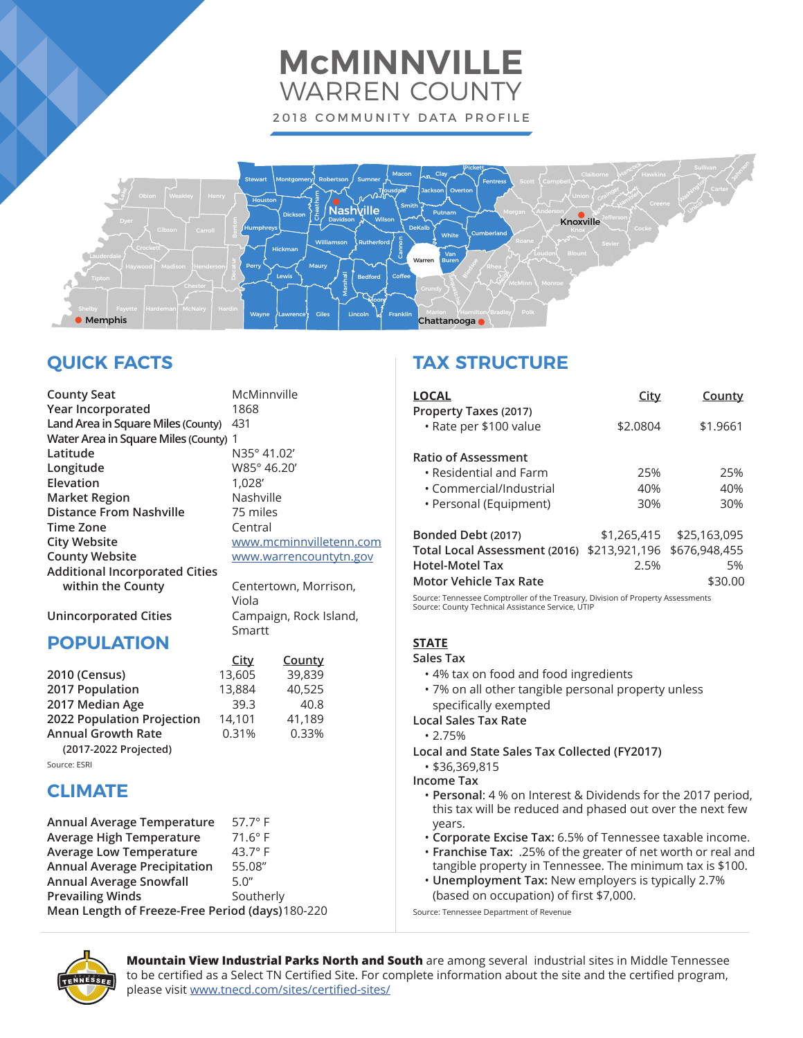# McMINNVILLE
## WARREN COUNTY

2018 COMMUNITY DATA PROFILE

## QUICK FACTS

| | |
|---|---|
| County Seat | McMinnville |
| Year Incorporated | 1868 |
| Land Area in Square Miles (County) | 431 |
| Water Area in Square Miles (County) | 1 |
| Latitude | N35° 41.02' |
| Longitude | W85° 46.20' |
| Elevation | 1,028' |
| Market Region | Nashville |
| Distance From Nashville | 75 miles |
| Time Zone | Central |
| City Website | www.mcminnvilletenn.com |
| County Website | www.warrencountytn.gov |
| Additional Incorporated Cities within the County | Centertown, Morrison, Viola |
| Unincorporated Cities | Campaign, Rock Island, Smartt |

## POPULATION

| | City | County |
|---|---|---|
| 2010 (Census) | 13,605 | 39,839 |
| 2017 Population | 13,884 | 40,525 |
| 2017 Median Age | 39.3 | 40.8 |
| 2022 Population Projection | 14,101 | 41,189 |
| Annual Growth Rate (2017-2022 Projected) | 0.31% | 0.33% |

Source: ESRI

## CLIMATE

| | |
|---|---|
| Annual Average Temperature | 57.7° F |
| Average High Temperature | 71.6° F |
| Average Low Temperature | 43.7° F |
| Annual Average Precipitation | 55.08" |
| Annual Average Snowfall | 5.0" |
| Prevailing Winds | Southerly |
| Mean Length of Freeze-Free Period (days) | 180-220 |

## TAX STRUCTURE

| **LOCAL** | City | County |
|---|---|---|
| Property Taxes (2017) | | |
| • Rate per $100 value | $2.0804 | $1.9661 |
| Ratio of Assessment | | |
| • Residential and Farm | 25% | 25% |
| • Commercial/Industrial | 40% | 40% |
| • Personal (Equipment) | 30% | 30% |
| Bonded Debt (2017) | $1,265,415 | $25,163,095 |
| Total Local Assessment (2016) | $213,921,196 | $676,948,455 |
| Hotel-Motel Tax | 2.5% | 5% |
| Motor Vehicle Tax Rate | | $30.00 |

Source: Tennessee Comptroller of the Treasury, Division of Property Assessments
Source: County Technical Assistance Service, UTIP

**STATE**

**Sales Tax**
- 4% tax on food and food ingredients
- 7% on all other tangible personal property unless specifically exempted

**Local Sales Tax Rate**
- 2.75%

**Local and State Sales Tax Collected (FY2017)**
- $36,369,815

**Income Tax**
- **Personal**: 4 % on Interest & Dividends for the 2017 period, this tax will be reduced and phased out over the next few years.
- **Corporate Excise Tax:** 6.5% of Tennessee taxable income.
- **Franchise Tax:** .25% of the greater of net worth or real and tangible property in Tennessee. The minimum tax is $100.
- **Unemployment Tax:** New employers is typically 2.7% (based on occupation) of first $7,000.

Source: Tennessee Department of Revenue

**Mountain View Industrial Parks North and South** are among several industrial sites in Middle Tennessee to be certified as a Select TN Certified Site. For complete information about the site and the certified program, please visit www.tnecd.com/sites/certified-sites/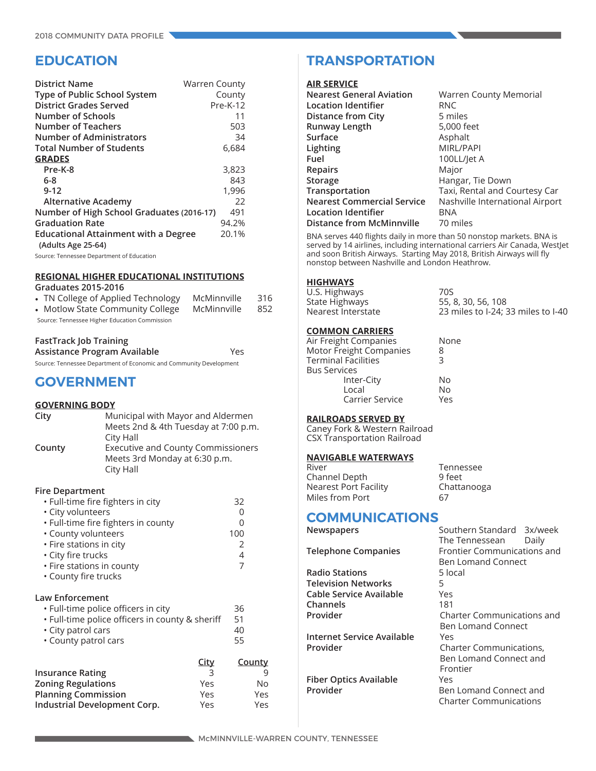# EDUCATION

| | |
|---|---|
| **District Name** | Warren County |
| **Type of Public School System** | County |
| **District Grades Served** | Pre-K-12 |
| **Number of Schools** | 11 |
| **Number of Teachers** | 503 |
| **Number of Administrators** | 34 |
| **Total Number of Students** | 6,684 |
| **GRADES** | |
| **Pre-K-8** | 3,823 |
| **6-8** | 843 |
| **9-12** | 1,996 |
| **Alternative Academy** | 22 |
| **Number of High School Graduates** (2016-17) | 491 |
| **Graduation Rate** | 94.2% |
| **Educational Attainment with a Degree** (Adults Age 25-64) | 20.1% |

Source: Tennessee Department of Education

### REGIONAL HIGHER EDUCATIONAL INSTITUTIONS

**Graduates 2015-2016**

- TN College of Applied Technology — McMinnville — 316
- Motlow State Community College — McMinnville — 852

Source: Tennessee Higher Education Commission

**FastTrack Job Training Assistance Program Available** — Yes

Source: Tennessee Department of Economic and Community Development

# GOVERNMENT

### GOVERNING BODY

**City** — Municipal with Mayor and Aldermen
Meets 2nd & 4th Tuesday at 7:00 p.m.
City Hall

**County** — Executive and County Commissioners
Meets 3rd Monday at 6:30 p.m.
City Hall

**Fire Department**

| | |
|---|---|
| • Full-time fire fighters in city | 32 |
| • City volunteers | 0 |
| • Full-time fire fighters in county | 0 |
| • County volunteers | 100 |
| • Fire stations in city | 2 |
| • City fire trucks | 4 |
| • Fire stations in county | 7 |
| • County fire trucks | |

**Law Enforcement**

| | |
|---|---|
| • Full-time police officers in city | 36 |
| • Full-time police officers in county & sheriff | 51 |
| • City patrol cars | 40 |
| • County patrol cars | 55 |

| | City | County |
|---|---|---|
| **Insurance Rating** | 3 | 9 |
| **Zoning Regulations** | Yes | No |
| **Planning Commission** | Yes | Yes |
| **Industrial Development Corp.** | Yes | Yes |

# TRANSPORTATION

### AIR SERVICE

| | |
|---|---|
| **Nearest General Aviation** | Warren County Memorial |
| **Location Identifier** | RNC |
| **Distance from City** | 5 miles |
| **Runway Length** | 5,000 feet |
| **Surface** | Asphalt |
| **Lighting** | MIRL/PAPI |
| **Fuel** | 100LL/Jet A |
| **Repairs** | Major |
| **Storage** | Hangar, Tie Down |
| **Transportation** | Taxi, Rental and Courtesy Car |
| **Nearest Commercial Service** | Nashville International Airport |
| **Location Identifier** | BNA |
| **Distance from McMinnville** | 70 miles |

BNA serves 440 flights daily in more than 50 nonstop markets. BNA is served by 14 airlines, including international carriers Air Canada, WestJet and soon British Airways. Starting May 2018, British Airways will fly nonstop between Nashville and London Heathrow.

### HIGHWAYS

| | |
|---|---|
| U.S. Highways | 70S |
| State Highways | 55, 8, 30, 56, 108 |
| Nearest Interstate | 23 miles to I-24; 33 miles to I-40 |

### COMMON CARRIERS

| | |
|---|---|
| Air Freight Companies | None |
| Motor Freight Companies | 8 |
| Terminal Facilities | 3 |
| Bus Services | |
| Inter-City | No |
| Local | No |
| Carrier Service | Yes |

### RAILROADS SERVED BY

Caney Fork & Western Railroad
CSX Transportation Railroad

### NAVIGABLE WATERWAYS

| | |
|---|---|
| River | Tennessee |
| Channel Depth | 9 feet |
| Nearest Port Facility | Chattanooga |
| Miles from Port | 67 |

# COMMUNICATIONS

| | |
|---|---|
| **Newspapers** | Southern Standard 3x/week; The Tennessean Daily |
| **Telephone Companies** | Frontier Communications and Ben Lomand Connect |
| **Radio Stations** | 5 local |
| **Television Networks** | 5 |
| **Cable Service Available** | Yes |
| **Channels** | 181 |
| **Provider** | Charter Communications and Ben Lomand Connect |
| **Internet Service Available** | Yes |
| **Provider** | Charter Communications, Ben Lomand Connect and Frontier |
| **Fiber Optics Available** | Yes |
| **Provider** | Ben Lomand Connect and Charter Communications |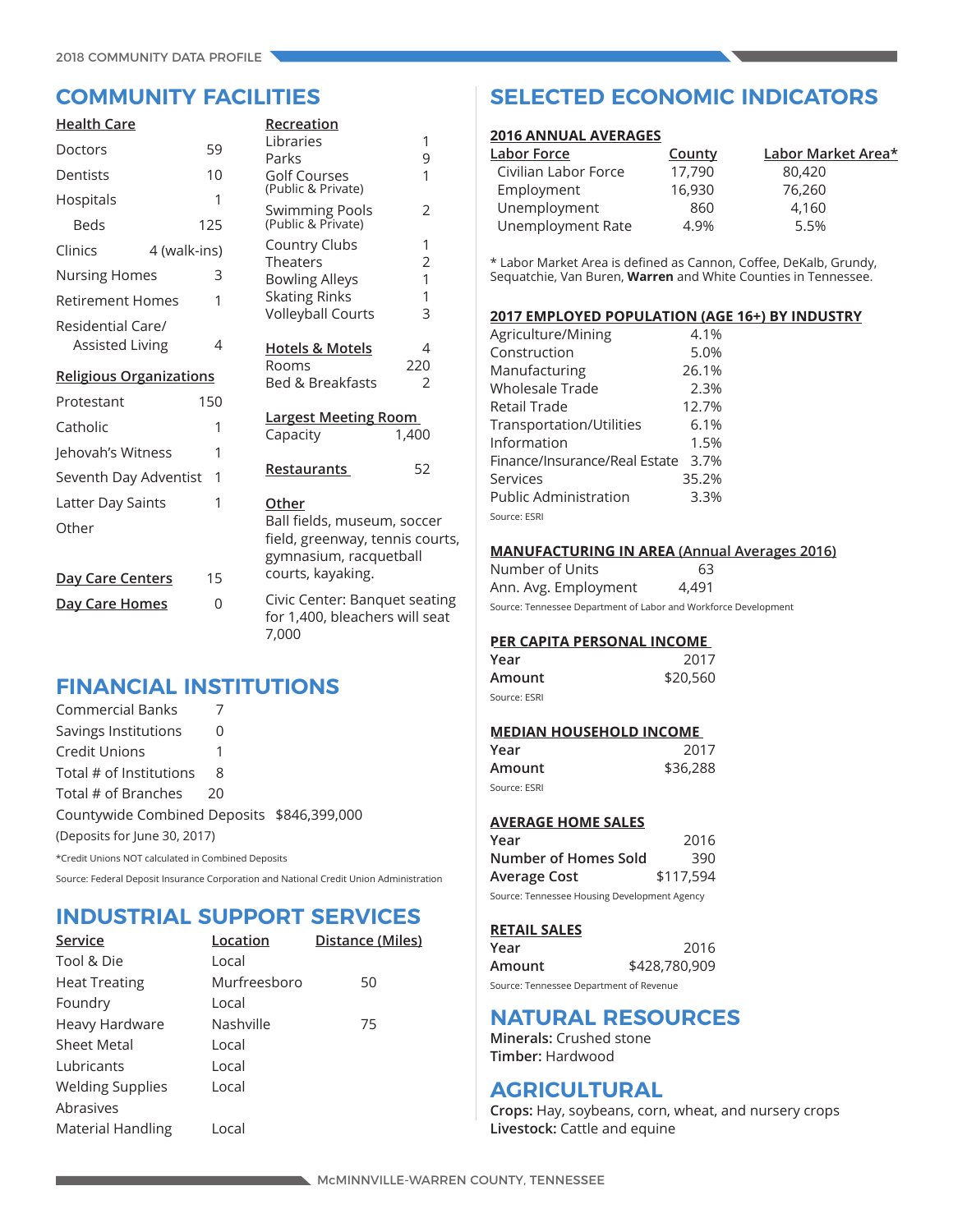# COMMUNITY FACILITIES

### Health Care

| | |
|---|---|
| Doctors | 59 |
| Dentists | 10 |
| Hospitals | 1 |
| Beds | 125 |
| Clinics | 4 (walk-ins) |
| Nursing Homes | 3 |
| Retirement Homes | 1 |
| Residential Care/ Assisted Living | 4 |

### Religious Organizations

| | |
|---|---|
| Protestant | 150 |
| Catholic | 1 |
| Jehovah's Witness | 1 |
| Seventh Day Adventist | 1 |
| Latter Day Saints | 1 |
| Other | |

| | |
|---|---|
| **Day Care Centers** | 15 |
| **Day Care Homes** | 0 |

### Recreation

| | |
|---|---|
| Libraries | 1 |
| Parks | 9 |
| Golf Courses (Public & Private) | 1 |
| Swimming Pools (Public & Private) | 2 |
| Country Clubs | 1 |
| Theaters | 2 |
| Bowling Alleys | 1 |
| Skating Rinks | 1 |
| Volleyball Courts | 3 |

| | |
|---|---|
| **Hotels & Motels** | 4 |
| Rooms | 220 |
| Bed & Breakfasts | 2 |

**Largest Meeting Room**
Capacity 1,400

**Restaurants** 52

**Other**
Ball fields, museum, soccer field, greenway, tennis courts, gymnasium, racquetball courts, kayaking.

Civic Center: Banquet seating for 1,400, bleachers will seat 7,000

# FINANCIAL INSTITUTIONS

| | |
|---|---|
| Commercial Banks | 7 |
| Savings Institutions | 0 |
| Credit Unions | 1 |
| Total # of Institutions | 8 |
| Total # of Branches | 20 |

Countywide Combined Deposits $846,399,000
(Deposits for June 30, 2017)

*Credit Unions NOT calculated in Combined Deposits

Source: Federal Deposit Insurance Corporation and National Credit Union Administration

# INDUSTRIAL SUPPORT SERVICES

| Service | Location | Distance (Miles) |
|---|---|---|
| Tool & Die | Local | |
| Heat Treating | Murfreesboro | 50 |
| Foundry | Local | |
| Heavy Hardware | Nashville | 75 |
| Sheet Metal | Local | |
| Lubricants | Local | |
| Welding Supplies | Local | |
| Abrasives | | |
| Material Handling | Local | |

# SELECTED ECONOMIC INDICATORS

### 2016 ANNUAL AVERAGES

| Labor Force | County | Labor Market Area* |
|---|---|---|
| Civilian Labor Force | 17,790 | 80,420 |
| Employment | 16,930 | 76,260 |
| Unemployment | 860 | 4,160 |
| Unemployment Rate | 4.9% | 5.5% |

* Labor Market Area is defined as Cannon, Coffee, DeKalb, Grundy, Sequatchie, Van Buren, **Warren** and White Counties in Tennessee.

### 2017 EMPLOYED POPULATION (AGE 16+) BY INDUSTRY

| | |
|---|---|
| Agriculture/Mining | 4.1% |
| Construction | 5.0% |
| Manufacturing | 26.1% |
| Wholesale Trade | 2.3% |
| Retail Trade | 12.7% |
| Transportation/Utilities | 6.1% |
| Information | 1.5% |
| Finance/Insurance/Real Estate | 3.7% |
| Services | 35.2% |
| Public Administration | 3.3% |

Source: ESRI

### MANUFACTURING IN AREA (Annual Averages 2016)

| | |
|---|---|
| Number of Units | 63 |
| Ann. Avg. Employment | 4,491 |

Source: Tennessee Department of Labor and Workforce Development

### PER CAPITA PERSONAL INCOME

| | |
|---|---|
| **Year** | 2017 |
| **Amount** | $20,560 |

Source: ESRI

### MEDIAN HOUSEHOLD INCOME

| | |
|---|---|
| **Year** | 2017 |
| **Amount** | $36,288 |

Source: ESRI

### AVERAGE HOME SALES

| | |
|---|---|
| **Year** | 2016 |
| **Number of Homes Sold** | 390 |
| **Average Cost** | $117,594 |

Source: Tennessee Housing Development Agency

### RETAIL SALES

| | |
|---|---|
| **Year** | 2016 |
| **Amount** | $428,780,909 |

Source: Tennessee Department of Revenue

# NATURAL RESOURCES

**Minerals:** Crushed stone
**Timber:** Hardwood

# AGRICULTURAL

**Crops:** Hay, soybeans, corn, wheat, and nursery crops
**Livestock:** Cattle and equine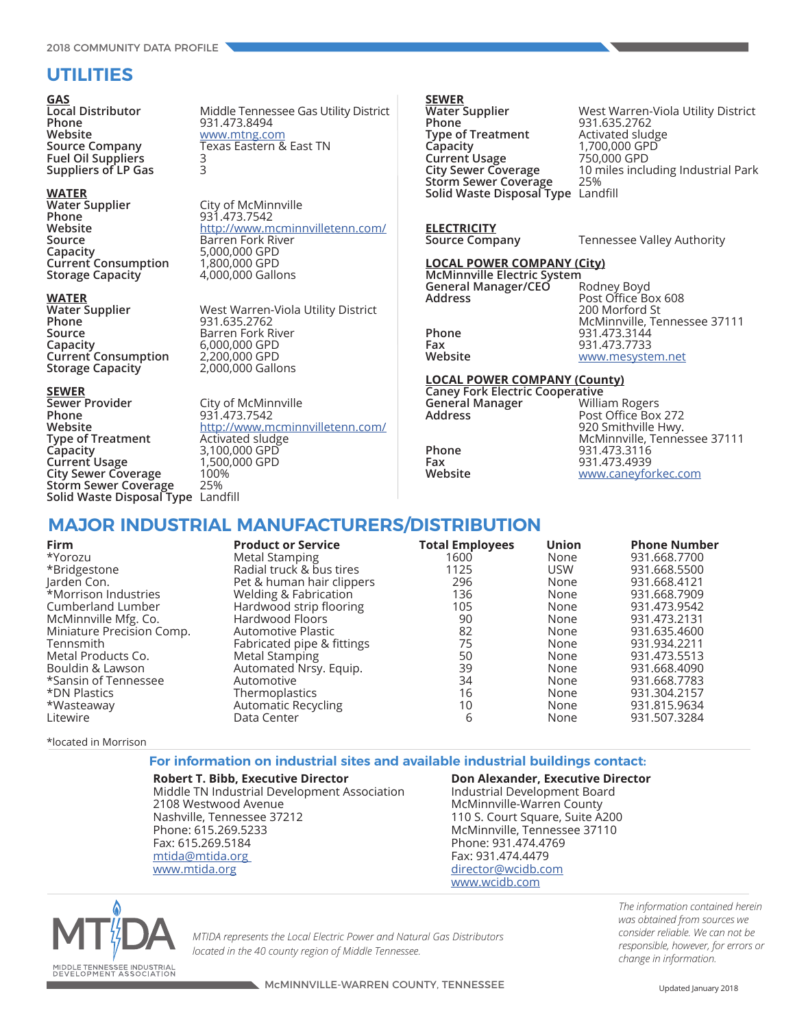# UTILITIES

**GAS**

| | |
|---|---|
| **Local Distributor** | Middle Tennessee Gas Utility District |
| **Phone** | 931.473.8494 |
| **Website** | www.mtng.com |
| **Source Company** | Texas Eastern & East TN |
| **Fuel Oil Suppliers** | 3 |
| **Suppliers of LP Gas** | 3 |

**WATER**

| | |
|---|---|
| **Water Supplier** | City of McMinnville |
| **Phone** | 931.473.7542 |
| **Website** | http://www.mcminnvilletenn.com/ |
| **Source** | Barren Fork River |
| **Capacity** | 5,000,000 GPD |
| **Current Consumption** | 1,800,000 GPD |
| **Storage Capacity** | 4,000,000 Gallons |

**WATER**

| | |
|---|---|
| **Water Supplier** | West Warren-Viola Utility District |
| **Phone** | 931.635.2762 |
| **Source** | Barren Fork River |
| **Capacity** | 6,000,000 GPD |
| **Current Consumption** | 2,200,000 GPD |
| **Storage Capacity** | 2,000,000 Gallons |

**SEWER**

| | |
|---|---|
| **Sewer Provider** | City of McMinnville |
| **Phone** | 931.473.7542 |
| **Website** | http://www.mcminnvilletenn.com/ |
| **Type of Treatment** | Activated sludge |
| **Capacity** | 3,100,000 GPD |
| **Current Usage** | 1,500,000 GPD |
| **City Sewer Coverage** | 100% |
| **Storm Sewer Coverage** | 25% |
| **Solid Waste Disposal Type** | Landfill |

**SEWER**

| | |
|---|---|
| **Water Supplier** | West Warren-Viola Utility District |
| **Phone** | 931.635.2762 |
| **Type of Treatment** | Activated sludge |
| **Capacity** | 1,700,000 GPD |
| **Current Usage** | 750,000 GPD |
| **City Sewer Coverage** | 10 miles including Industrial Park |
| **Storm Sewer Coverage** | 25% |
| **Solid Waste Disposal Type** | Landfill |

**ELECTRICITY**

| | |
|---|---|
| **Source Company** | Tennessee Valley Authority |

**LOCAL POWER COMPANY (City)**

**McMinnville Electric System**

| | |
|---|---|
| **General Manager/CEO** | Rodney Boyd |
| **Address** | Post Office Box 608<br>200 Morford St<br>McMinnville, Tennessee 37111 |
| **Phone** | 931.473.3144 |
| **Fax** | 931.473.7733 |
| **Website** | www.mesystem.net |

**LOCAL POWER COMPANY (County)**

**Caney Fork Electric Cooperative**

| | |
|---|---|
| **General Manager** | William Rogers |
| **Address** | Post Office Box 272<br>920 Smithville Hwy.<br>McMinnville, Tennessee 37111 |
| **Phone** | 931.473.3116 |
| **Fax** | 931.473.4939 |
| **Website** | www.caneyforkec.com |

# MAJOR INDUSTRIAL MANUFACTURERS/DISTRIBUTION

| Firm | Product or Service | Total Employees | Union | Phone Number |
|---|---|---|---|---|
| *Yorozu | Metal Stamping | 1600 | None | 931.668.7700 |
| *Bridgestone | Radial truck & bus tires | 1125 | USW | 931.668.5500 |
| Jarden Con. | Pet & human hair clippers | 296 | None | 931.668.4121 |
| *Morrison Industries | Welding & Fabrication | 136 | None | 931.668.7909 |
| Cumberland Lumber | Hardwood strip flooring | 105 | None | 931.473.9542 |
| McMinnville Mfg. Co. | Hardwood Floors | 90 | None | 931.473.2131 |
| Miniature Precision Comp. | Automotive Plastic | 82 | None | 931.635.4600 |
| Tennsmith | Fabricated pipe & fittings | 75 | None | 931.934.2211 |
| Metal Products Co. | Metal Stamping | 50 | None | 931.473.5513 |
| Bouldin & Lawson | Automated Nrsy. Equip. | 39 | None | 931.668.4090 |
| *Sansin of Tennessee | Automotive | 34 | None | 931.668.7783 |
| *DN Plastics | Thermoplastics | 16 | None | 931.304.2157 |
| *Wasteaway | Automatic Recycling | 10 | None | 931.815.9634 |
| Litewire | Data Center | 6 | None | 931.507.3284 |

*located in Morrison

## For information on industrial sites and available industrial buildings contact:

**Robert T. Bibb, Executive Director**
Middle TN Industrial Development Association
2108 Westwood Avenue
Nashville, Tennessee 37212
Phone: 615.269.5233
Fax: 615.269.5184
mtida@mtida.org
www.mtida.org

**Don Alexander, Executive Director**
Industrial Development Board
McMinnville-Warren County
110 S. Court Square, Suite A200
McMinnville, Tennessee 37110
Phone: 931.474.4769
Fax: 931.474.4479
director@wcidb.com
www.wcidb.com

MTIDA
MIDDLE TENNESSEE INDUSTRIAL DEVELOPMENT ASSOCIATION

*MTIDA represents the Local Electric Power and Natural Gas Distributors located in the 40 county region of Middle Tennessee.*

*The information contained herein was obtained from sources we consider reliable. We can not be responsible, however, for errors or change in information.*

Updated January 2018